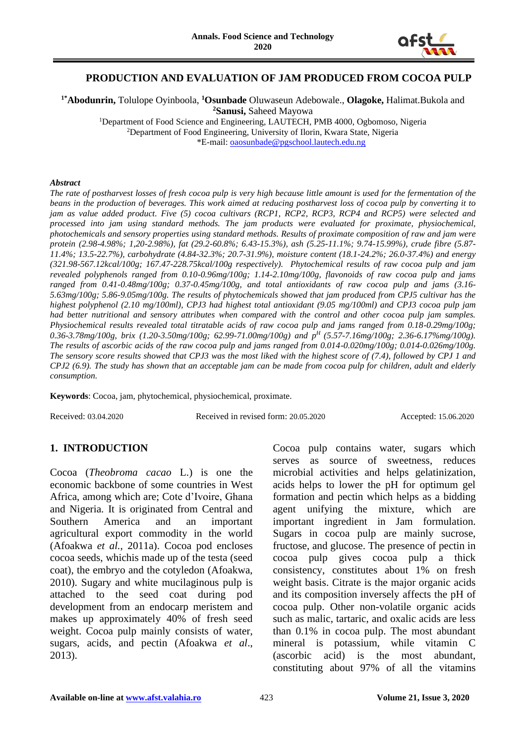# PRODUCTION AND EVALUATION OF JAM PRODUCED FROM COCOA PULP

[1*]**Abodunrin,** Tolulope Oyinboola, [1]**Osunbade** Oluwaseun Adebowale., **Olagoke,** Halimat.Bukola and [2]**Sanusi,** Saheed Mayowa

[1]Department of Food Science and Engineering, LAUTECH, PMB 4000, Ogbomoso, Nigeria
[2]Department of Food Engineering, University of Ilorin, Kwara State, Nigeria
*E-mail: oaosunbade@pgschool.lautech.edu.ng

***Abstract***

*The rate of postharvest losses of fresh cocoa pulp is very high because little amount is used for the fermentation of the beans in the production of beverages. This work aimed at reducing postharvest loss of cocoa pulp by converting it to jam as value added product. Five (5) cocoa cultivars (RCP1, RCP2, RCP3, RCP4 and RCP5) were selected and processed into jam using standard methods. The jam products were evaluated for proximate, physiochemical, photochemicals and sensory properties using standard methods. Results of proximate composition of raw and jam were protein (2.98-4.98%; 1,20-2.98%), fat (29.2-60.8%; 6.43-15.3%), ash (5.25-11.1%; 9.74-15.99%), crude fibre (5.87-11.4%; 13.5-22.7%), carbohydrate (4.84-32.3%; 20.7-31.9%), moisture content (18.1-24.2%; 26.0-37.4%) and energy (321.98-567.12kcal/100g; 167.47-228.75kcal/100g respectively). Phytochemical results of raw cocoa pulp and jam revealed polyphenols ranged from 0.10-0.96mg/100g; 1.14-2.10mg/100g, flavonoids of raw cocoa pulp and jams ranged from 0.41-0.48mg/100g; 0.37-0.45mg/100g, and total antioxidants of raw cocoa pulp and jams (3.16-5.63mg/100g; 5.86-9.05mg/100g. The results of phytochemicals showed that jam produced from CPJ5 cultivar has the highest polyphenol (2.10 mg/100ml), CPJ3 had highest total antioxidant (9.05 mg/100ml) and CPJ3 cocoa pulp jam had better nutritional and sensory attributes when compared with the control and other cocoa pulp jam samples. Physiochemical results revealed total titratable acids of raw cocoa pulp and jams ranged from 0.18-0.29mg/100g; 0.36-3.78mg/100g, brix (1.20-3.50mg/100g; 62.99-71.00mg/100g) and $p^H$ (5.57-7.16mg/100g; 2.36-6.17%mg/100g). The results of ascorbic acids of the raw cocoa pulp and jams ranged from 0.014-0.020mg/100g; 0.014-0.026mg/100g. The sensory score results showed that CPJ3 was the most liked with the highest score of (7.4), followed by CPJ 1 and CPJ2 (6.9). The study has shown that an acceptable jam can be made from cocoa pulp for children, adult and elderly consumption.*

**Keywords**: Cocoa, jam, phytochemical, physiochemical, proximate.

Received: 03.04.2020 Received in revised form: 20.05.2020 Accepted: 15.06.2020

## 1. INTRODUCTION

Cocoa (*Theobroma cacao* L.) is one the economic backbone of some countries in West Africa, among which are; Cote d'Ivoire, Ghana and Nigeria. It is originated from Central and Southern America and an important agricultural export commodity in the world (Afoakwa *et al*., 2011a). Cocoa pod encloses cocoa seeds, whichis made up of the testa (seed coat), the embryo and the cotyledon (Afoakwa, 2010). Sugary and white mucilaginous pulp is attached to the seed coat during pod development from an endocarp meristem and makes up approximately 40% of fresh seed weight. Cocoa pulp mainly consists of water, sugars, acids, and pectin (Afoakwa *et al*., 2013).

Cocoa pulp contains water, sugars which serves as source of sweetness, reduces microbial activities and helps gelatinization, acids helps to lower the pH for optimum gel formation and pectin which helps as a bidding agent unifying the mixture, which are important ingredient in Jam formulation. Sugars in cocoa pulp are mainly sucrose, fructose, and glucose. The presence of pectin in cocoa pulp gives cocoa pulp a thick consistency, constitutes about 1% on fresh weight basis. Citrate is the major organic acids and its composition inversely affects the pH of cocoa pulp. Other non-volatile organic acids such as malic, tartaric, and oxalic acids are less than 0.1% in cocoa pulp. The most abundant mineral is potassium, while vitamin C (ascorbic acid) is the most abundant, constituting about 97% of all the vitamins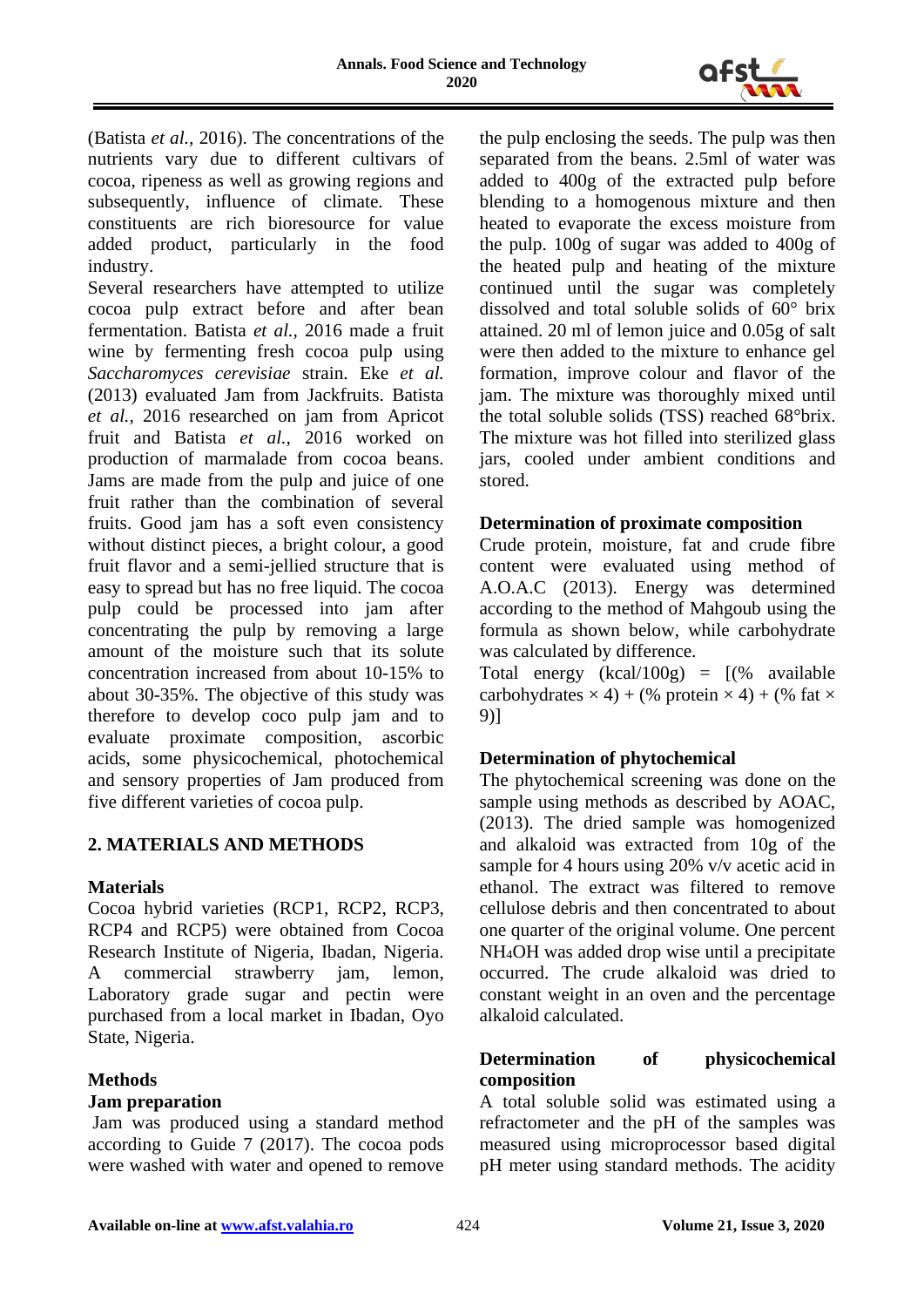(Batista *et al.*, 2016). The concentrations of the nutrients vary due to different cultivars of cocoa, ripeness as well as growing regions and subsequently, influence of climate. These constituents are rich bioresource for value added product, particularly in the food industry.

Several researchers have attempted to utilize cocoa pulp extract before and after bean fermentation. Batista *et al.*, 2016 made a fruit wine by fermenting fresh cocoa pulp using *Saccharomyces cerevisiae* strain. Eke *et al.* (2013) evaluated Jam from Jackfruits. Batista *et al.*, 2016 researched on jam from Apricot fruit and Batista *et al.*, 2016 worked on production of marmalade from cocoa beans. Jams are made from the pulp and juice of one fruit rather than the combination of several fruits. Good jam has a soft even consistency without distinct pieces, a bright colour, a good fruit flavor and a semi-jellied structure that is easy to spread but has no free liquid. The cocoa pulp could be processed into jam after concentrating the pulp by removing a large amount of the moisture such that its solute concentration increased from about 10-15% to about 30-35%. The objective of this study was therefore to develop coco pulp jam and to evaluate proximate composition, ascorbic acids, some physicochemical, photochemical and sensory properties of Jam produced from five different varieties of cocoa pulp.

## 2. MATERIALS AND METHODS

### Materials

Cocoa hybrid varieties (RCP1, RCP2, RCP3, RCP4 and RCP5) were obtained from Cocoa Research Institute of Nigeria, Ibadan, Nigeria. A commercial strawberry jam, lemon, Laboratory grade sugar and pectin were purchased from a local market in Ibadan, Oyo State, Nigeria.

### Methods

#### Jam preparation

Jam was produced using a standard method according to Guide 7 (2017). The cocoa pods were washed with water and opened to remove the pulp enclosing the seeds. The pulp was then separated from the beans. 2.5ml of water was added to 400g of the extracted pulp before blending to a homogenous mixture and then heated to evaporate the excess moisture from the pulp. 100g of sugar was added to 400g of the heated pulp and heating of the mixture continued until the sugar was completely dissolved and total soluble solids of 60° brix attained. 20 ml of lemon juice and 0.05g of salt were then added to the mixture to enhance gel formation, improve colour and flavor of the jam. The mixture was thoroughly mixed until the total soluble solids (TSS) reached 68°brix. The mixture was hot filled into sterilized glass jars, cooled under ambient conditions and stored.

#### Determination of proximate composition

Crude protein, moisture, fat and crude fibre content were evaluated using method of A.O.A.C (2013). Energy was determined according to the method of Mahgoub using the formula as shown below, while carbohydrate was calculated by difference.

Total energy (kcal/100g) = [(% available carbohydrates × 4) + (% protein × 4) + (% fat × 9)]

#### Determination of phytochemical

The phytochemical screening was done on the sample using methods as described by AOAC, (2013). The dried sample was homogenized and alkaloid was extracted from 10g of the sample for 4 hours using 20% v/v acetic acid in ethanol. The extract was filtered to remove cellulose debris and then concentrated to about one quarter of the original volume. One percent $NH_4OH$ was added drop wise until a precipitate occurred. The crude alkaloid was dried to constant weight in an oven and the percentage alkaloid calculated.

#### Determination of physicochemical composition

A total soluble solid was estimated using a refractometer and the pH of the samples was measured using microprocessor based digital pH meter using standard methods. The acidity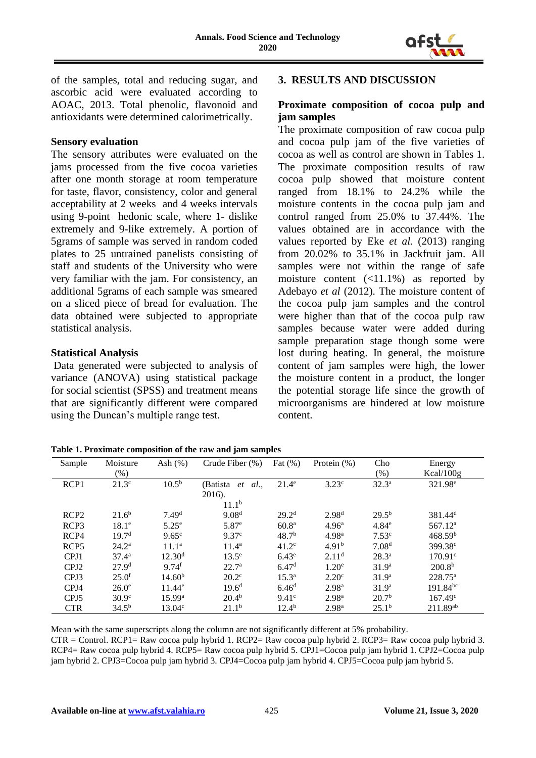of the samples, total and reducing sugar, and ascorbic acid were evaluated according to AOAC, 2013. Total phenolic, flavonoid and antioxidants were determined calorimetrically.

### Sensory evaluation

The sensory attributes were evaluated on the jams processed from the five cocoa varieties after one month storage at room temperature for taste, flavor, consistency, color and general acceptability at 2 weeks and 4 weeks intervals using 9-point hedonic scale, where 1- dislike extremely and 9-like extremely. A portion of 5grams of sample was served in random coded plates to 25 untrained panelists consisting of staff and students of the University who were very familiar with the jam. For consistency, an additional 5grams of each sample was smeared on a sliced piece of bread for evaluation. The data obtained were subjected to appropriate statistical analysis.

### Statistical Analysis

Data generated were subjected to analysis of variance (ANOVA) using statistical package for social scientist (SPSS) and treatment means that are significantly different were compared using the Duncan's multiple range test.

## 3. RESULTS AND DISCUSSION

### Proximate composition of cocoa pulp and jam samples

The proximate composition of raw cocoa pulp and cocoa pulp jam of the five varieties of cocoa as well as control are shown in Tables 1. The proximate composition results of raw cocoa pulp showed that moisture content ranged from 18.1% to 24.2% while the moisture contents in the cocoa pulp jam and control ranged from 25.0% to 37.44%. The values obtained are in accordance with the values reported by Eke *et al.* (2013) ranging from 20.02% to 35.1% in Jackfruit jam. All samples were not within the range of safe moisture content (<11.1%) as reported by Adebayo *et al* (2012). The moisture content of the cocoa pulp jam samples and the control were higher than that of the cocoa pulp raw samples because water were added during sample preparation stage though some were lost during heating. In general, the moisture content of jam samples were high, the lower the moisture content in a product, the longer the potential storage life since the growth of microorganisms are hindered at low moisture content.

**Table 1. Proximate composition of the raw and jam samples**

| Sample | Moisture (%) | Ash (%) | Crude Fiber (%) | Fat (%) | Protein (%) | Cho (%) | Energy Kcal/100g |
|---|---|---|---|---|---|---|---|
| RCP1 | $21.3^{c}$ | $10.5^{b}$ | (Batista *et al.*, 2016). $11.1^{b}$ | $21.4^{e}$ | $3.23^{c}$ | $32.3^{a}$ | $321.98^{e}$ |
| RCP2 | $21.6^{b}$ | $7.49^{d}$ | $9.08^{d}$ | $29.2^{d}$ | $2.98^{d}$ | $29.5^{b}$ | $381.44^{d}$ |
| RCP3 | $18.1^{e}$ | $5.25^{e}$ | $5.87^{e}$ | $60.8^{a}$ | $4.96^{a}$ | $4.84^{e}$ | $567.12^{a}$ |
| RCP4 | $19.7^{d}$ | $9.65^{c}$ | $9.37^{c}$ | $48.7^{b}$ | $4.98^{a}$ | $7.53^{c}$ | $468.59^{b}$ |
| RCP5 | $24.2^{a}$ | $11.1^{a}$ | $11.4^{a}$ | $41.2^{c}$ | $4.91^{b}$ | $7.08^{d}$ | $399.38^{c}$ |
| CPJ1 | $37.4^{a}$ | $12.30^{d}$ | $13.5^{e}$ | $6.43^{e}$ | $2.11^{d}$ | $28.3^{a}$ | $170.91^{c}$ |
| CPJ2 | $27.9^{d}$ | $9.74^{f}$ | $22.7^{a}$ | $6.47^{d}$ | $1.20^{e}$ | $31.9^{a}$ | $200.8^{b}$ |
| CPJ3 | $25.0^{f}$ | $14.60^{b}$ | $20.2^{c}$ | $15.3^{a}$ | $2.20^{c}$ | $31.9^{a}$ | $228.75^{a}$ |
| CPJ4 | $26.0^{e}$ | $11.44^{e}$ | $19.6^{d}$ | $6.46^{d}$ | $2.98^{a}$ | $31.9^{a}$ | $191.84^{bc}$ |
| CPJ5 | $30.9^{c}$ | $15.99^{a}$ | $20.4^{b}$ | $9.41^{c}$ | $2.98^{a}$ | $20.7^{b}$ | $167.49^{c}$ |
| CTR | $34.5^{b}$ | $13.04^{c}$ | $21.1^{b}$ | $12.4^{b}$ | $2.98^{a}$ | $25.1^{b}$ | $211.89^{ab}$ |

Mean with the same superscripts along the column are not significantly different at 5% probability.
CTR = Control. RCP1= Raw cocoa pulp hybrid 1. RCP2= Raw cocoa pulp hybrid 2. RCP3= Raw cocoa pulp hybrid 3. RCP4= Raw cocoa pulp hybrid 4. RCP5= Raw cocoa pulp hybrid 5. CPJ1=Cocoa pulp jam hybrid 1. CPJ2=Cocoa pulp jam hybrid 2. CPJ3=Cocoa pulp jam hybrid 3. CPJ4=Cocoa pulp jam hybrid 4. CPJ5=Cocoa pulp jam hybrid 5.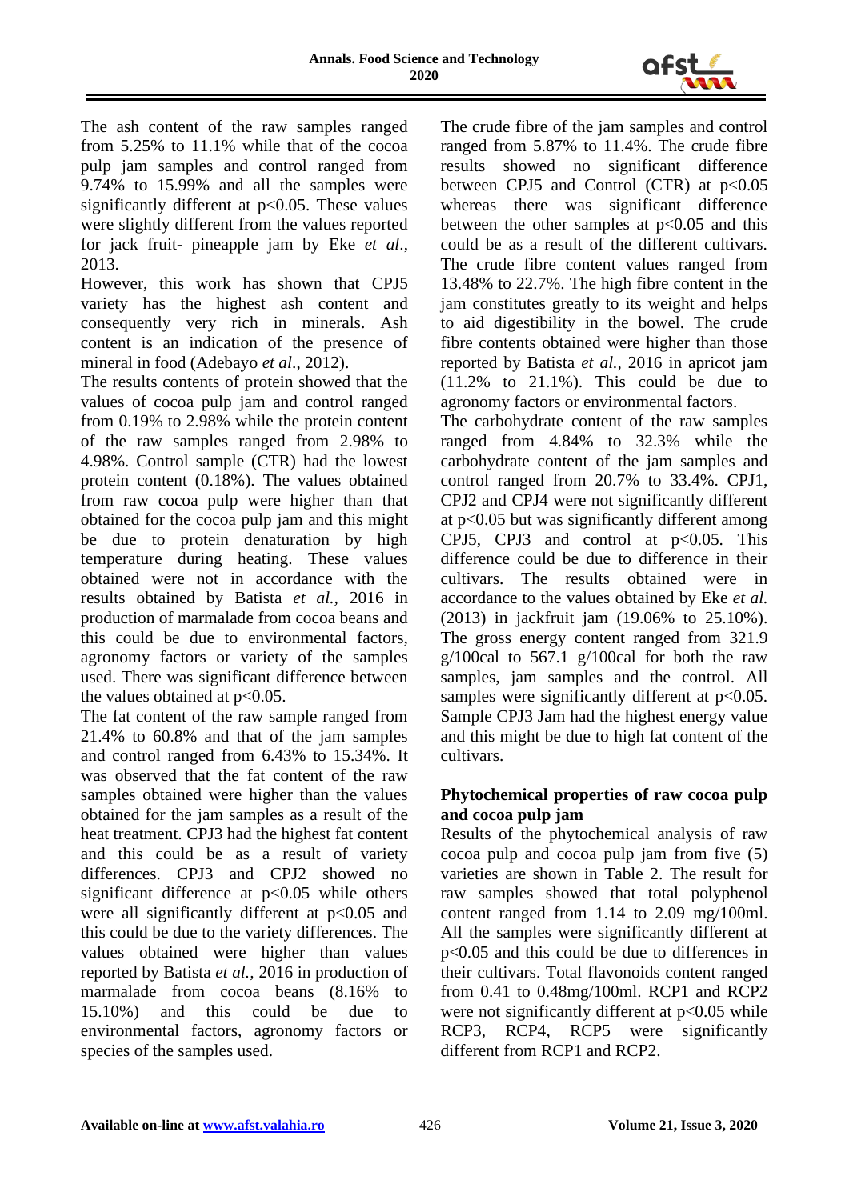The ash content of the raw samples ranged from 5.25% to 11.1% while that of the cocoa pulp jam samples and control ranged from 9.74% to 15.99% and all the samples were significantly different at $p<0.05$. These values were slightly different from the values reported for jack fruit- pineapple jam by Eke *et al*., 2013.

However, this work has shown that CPJ5 variety has the highest ash content and consequently very rich in minerals. Ash content is an indication of the presence of mineral in food (Adebayo *et al*., 2012).

The results contents of protein showed that the values of cocoa pulp jam and control ranged from 0.19% to 2.98% while the protein content of the raw samples ranged from 2.98% to 4.98%. Control sample (CTR) had the lowest protein content (0.18%). The values obtained from raw cocoa pulp were higher than that obtained for the cocoa pulp jam and this might be due to protein denaturation by high temperature during heating. These values obtained were not in accordance with the results obtained by Batista *et al.,* 2016 in production of marmalade from cocoa beans and this could be due to environmental factors, agronomy factors or variety of the samples used. There was significant difference between the values obtained at $p<0.05$.

The fat content of the raw sample ranged from 21.4% to 60.8% and that of the jam samples and control ranged from 6.43% to 15.34%. It was observed that the fat content of the raw samples obtained were higher than the values obtained for the jam samples as a result of the heat treatment. CPJ3 had the highest fat content and this could be as a result of variety differences. CPJ3 and CPJ2 showed no significant difference at $p<0.05$ while others were all significantly different at $p<0.05$ and this could be due to the variety differences. The values obtained were higher than values reported by Batista *et al.,* 2016 in production of marmalade from cocoa beans (8.16% to 15.10%) and this could be due to environmental factors, agronomy factors or species of the samples used.

The crude fibre of the jam samples and control ranged from 5.87% to 11.4%. The crude fibre results showed no significant difference between CPJ5 and Control (CTR) at $p<0.05$ whereas there was significant difference between the other samples at $p<0.05$ and this could be as a result of the different cultivars. The crude fibre content values ranged from 13.48% to 22.7%. The high fibre content in the jam constitutes greatly to its weight and helps to aid digestibility in the bowel. The crude fibre contents obtained were higher than those reported by Batista *et al.,* 2016 in apricot jam (11.2% to 21.1%). This could be due to agronomy factors or environmental factors.

The carbohydrate content of the raw samples ranged from 4.84% to 32.3% while the carbohydrate content of the jam samples and control ranged from 20.7% to 33.4%. CPJ1, CPJ2 and CPJ4 were not significantly different at $p<0.05$ but was significantly different among CPJ5, CPJ3 and control at $p<0.05$. This difference could be due to difference in their cultivars. The results obtained were in accordance to the values obtained by Eke *et al.* (2013) in jackfruit jam (19.06% to 25.10%). The gross energy content ranged from 321.9 g/100cal to 567.1 g/100cal for both the raw samples, jam samples and the control. All samples were significantly different at $p<0.05$. Sample CPJ3 Jam had the highest energy value and this might be due to high fat content of the cultivars.

**Phytochemical properties of raw cocoa pulp and cocoa pulp jam**

Results of the phytochemical analysis of raw cocoa pulp and cocoa pulp jam from five (5) varieties are shown in Table 2. The result for raw samples showed that total polyphenol content ranged from 1.14 to 2.09 mg/100ml. All the samples were significantly different at $p<0.05$ and this could be due to differences in their cultivars. Total flavonoids content ranged from 0.41 to 0.48mg/100ml. RCP1 and RCP2 were not significantly different at $p<0.05$ while RCP3, RCP4, RCP5 were significantly different from RCP1 and RCP2.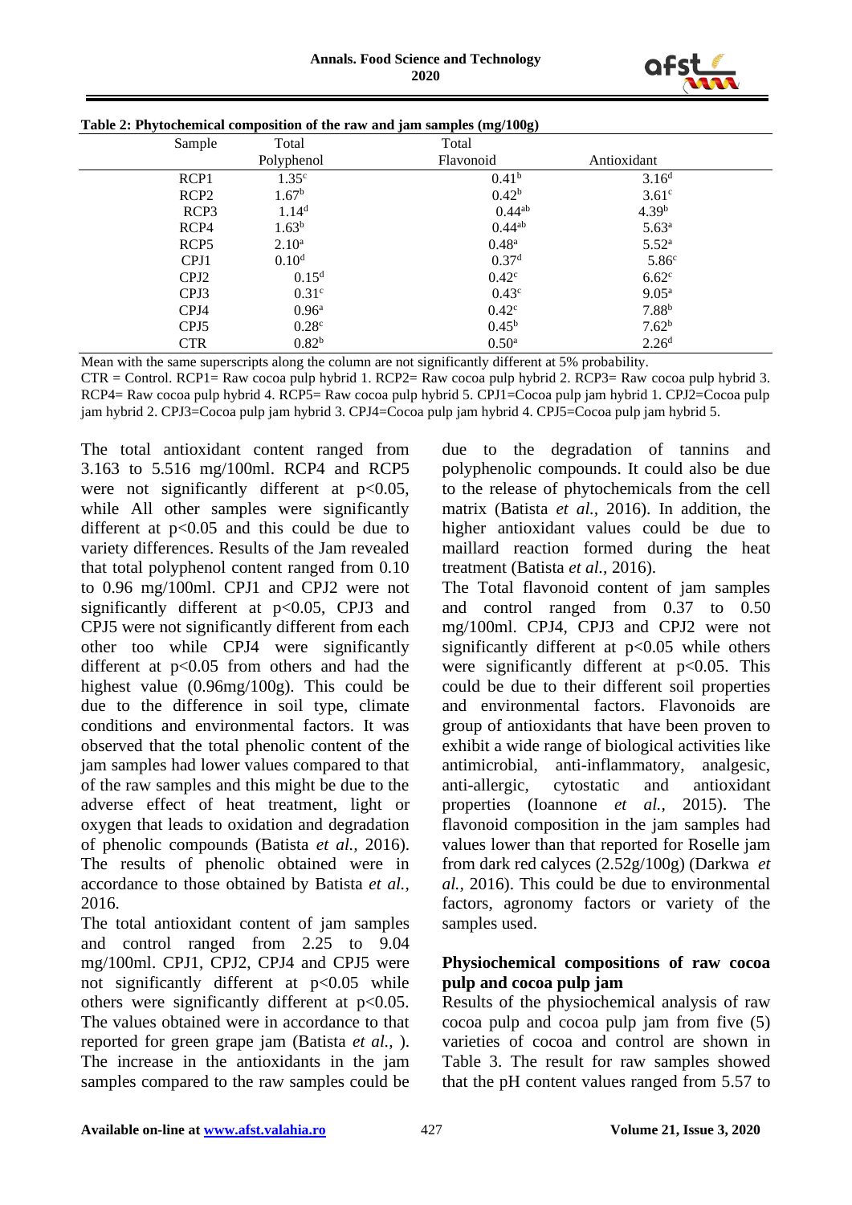**Table 2: Phytochemical composition of the raw and jam samples (mg/100g)**

| Sample | Total Polyphenol | Total Flavonoid | Antioxidant |
|---|---|---|---|
| RCP1 | $1.35^{c}$ | $0.41^{b}$ | $3.16^{d}$ |
| RCP2 | $1.67^{b}$ | $0.42^{b}$ | $3.61^{c}$ |
| RCP3 | $1.14^{d}$ | $0.44^{ab}$ | $4.39^{b}$ |
| RCP4 | $1.63^{b}$ | $0.44^{ab}$ | $5.63^{a}$ |
| RCP5 | $2.10^{a}$ | $0.48^{a}$ | $5.52^{a}$ |
| CPJ1 | $0.10^{d}$ | $0.37^{d}$ | $5.86^{c}$ |
| CPJ2 | $0.15^{d}$ | $0.42^{c}$ | $6.62^{c}$ |
| CPJ3 | $0.31^{c}$ | $0.43^{c}$ | $9.05^{a}$ |
| CPJ4 | $0.96^{a}$ | $0.42^{c}$ | $7.88^{b}$ |
| CPJ5 | $0.28^{c}$ | $0.45^{b}$ | $7.62^{b}$ |
| CTR | $0.82^{b}$ | $0.50^{a}$ | $2.26^{d}$ |

Mean with the same superscripts along the column are not significantly different at 5% probability.

CTR = Control. RCP1= Raw cocoa pulp hybrid 1. RCP2= Raw cocoa pulp hybrid 2. RCP3= Raw cocoa pulp hybrid 3. RCP4= Raw cocoa pulp hybrid 4. RCP5= Raw cocoa pulp hybrid 5. CPJ1=Cocoa pulp jam hybrid 1. CPJ2=Cocoa pulp jam hybrid 2. CPJ3=Cocoa pulp jam hybrid 3. CPJ4=Cocoa pulp jam hybrid 4. CPJ5=Cocoa pulp jam hybrid 5.

The total antioxidant content ranged from 3.163 to 5.516 mg/100ml. RCP4 and RCP5 were not significantly different at $p<0.05$, while All other samples were significantly different at $p<0.05$ and this could be due to variety differences. Results of the Jam revealed that total polyphenol content ranged from 0.10 to 0.96 mg/100ml. CPJ1 and CPJ2 were not significantly different at $p<0.05$, CPJ3 and CPJ5 were not significantly different from each other too while CPJ4 were significantly different at $p<0.05$ from others and had the highest value (0.96mg/100g). This could be due to the difference in soil type, climate conditions and environmental factors. It was observed that the total phenolic content of the jam samples had lower values compared to that of the raw samples and this might be due to the adverse effect of heat treatment, light or oxygen that leads to oxidation and degradation of phenolic compounds (Batista *et al.,* 2016). The results of phenolic obtained were in accordance to those obtained by Batista *et al.,* 2016.

The total antioxidant content of jam samples and control ranged from 2.25 to 9.04 mg/100ml. CPJ1, CPJ2, CPJ4 and CPJ5 were not significantly different at $p<0.05$ while others were significantly different at $p<0.05$. The values obtained were in accordance to that reported for green grape jam (Batista *et al.,* ). The increase in the antioxidants in the jam samples compared to the raw samples could be due to the degradation of tannins and polyphenolic compounds. It could also be due to the release of phytochemicals from the cell matrix (Batista *et al.,* 2016). In addition, the higher antioxidant values could be due to maillard reaction formed during the heat treatment (Batista *et al.,* 2016).

The Total flavonoid content of jam samples and control ranged from 0.37 to 0.50 mg/100ml. CPJ4, CPJ3 and CPJ2 were not significantly different at $p<0.05$ while others were significantly different at $p<0.05$. This could be due to their different soil properties and environmental factors. Flavonoids are group of antioxidants that have been proven to exhibit a wide range of biological activities like antimicrobial, anti-inflammatory, analgesic, anti-allergic, cytostatic and antioxidant properties (Ioannone *et al.,* 2015). The flavonoid composition in the jam samples had values lower than that reported for Roselle jam from dark red calyces (2.52g/100g) (Darkwa *et al.,* 2016). This could be due to environmental factors, agronomy factors or variety of the samples used.

### Physiochemical compositions of raw cocoa pulp and cocoa pulp jam

Results of the physiochemical analysis of raw cocoa pulp and cocoa pulp jam from five (5) varieties of cocoa and control are shown in Table 3. The result for raw samples showed that the pH content values ranged from 5.57 to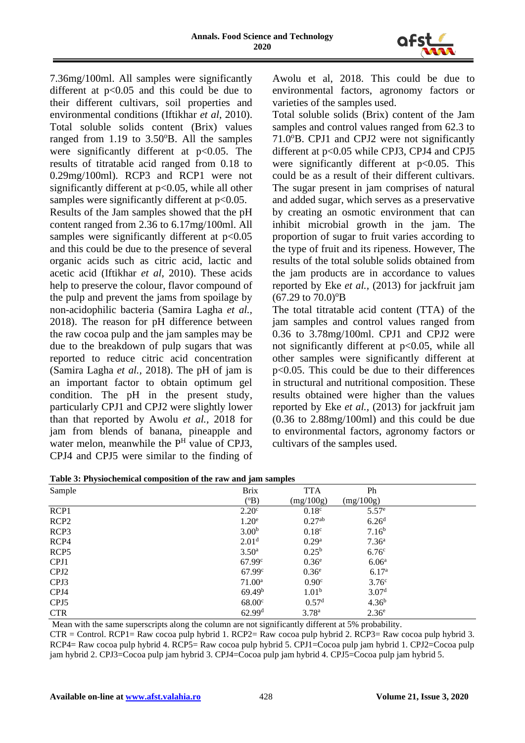7.36mg/100ml. All samples were significantly different at $p<0.05$ and this could be due to their different cultivars, soil properties and environmental conditions (Iftikhar *et al*, 2010). Total soluble solids content (Brix) values ranged from 1.19 to 3.50°B. All the samples were significantly different at $p<0.05$. The results of titratable acid ranged from 0.18 to 0.29mg/100ml). RCP3 and RCP1 were not significantly different at $p<0.05$, while all other samples were significantly different at $p<0.05$.

Results of the Jam samples showed that the pH content ranged from 2.36 to 6.17mg/100ml. All samples were significantly different at $p<0.05$ and this could be due to the presence of several organic acids such as citric acid, lactic and acetic acid (Iftikhar *et al,* 2010). These acids help to preserve the colour, flavor compound of the pulp and prevent the jams from spoilage by non-acidophilic bacteria (Samira Lagha *et al.,* 2018). The reason for pH difference between the raw cocoa pulp and the jam samples may be due to the breakdown of pulp sugars that was reported to reduce citric acid concentration (Samira Lagha *et al.,* 2018). The pH of jam is an important factor to obtain optimum gel condition. The pH in the present study, particularly CPJ1 and CPJ2 were slightly lower than that reported by Awolu *et al.,* 2018 for jam from blends of banana, pineapple and water melon, meanwhile the $P^H$ value of CPJ3, CPJ4 and CPJ5 were similar to the finding of Awolu et al, 2018. This could be due to environmental factors, agronomy factors or varieties of the samples used.

Total soluble solids (Brix) content of the Jam samples and control values ranged from 62.3 to 71.0°B. CPJ1 and CPJ2 were not significantly different at $p<0.05$ while CPJ3, CPJ4 and CPJ5 were significantly different at $p<0.05$. This could be as a result of their different cultivars. The sugar present in jam comprises of natural and added sugar, which serves as a preservative by creating an osmotic environment that can inhibit microbial growth in the jam. The proportion of sugar to fruit varies according to the type of fruit and its ripeness. However, The results of the total soluble solids obtained from the jam products are in accordance to values reported by Eke *et al.,* (2013) for jackfruit jam (67.29 to 70.0)°B

The total titratable acid content (TTA) of the jam samples and control values ranged from 0.36 to 3.78mg/100ml. CPJ1 and CPJ2 were not significantly different at $p<0.05$, while all other samples were significantly different at $p<0.05$. This could be due to their differences in structural and nutritional composition. These results obtained were higher than the values reported by Eke *et al.,* (2013) for jackfruit jam (0.36 to 2.88mg/100ml) and this could be due to environmental factors, agronomy factors or cultivars of the samples used.

**Table 3: Physiochemical composition of the raw and jam samples**

| Sample | Brix (°B) | TTA (mg/100g) | Ph (mg/100g) |
|---|---|---|---|
| RCP1 | $2.20^c$ | $0.18^c$ | $5.57^e$ |
| RCP2 | $1.20^e$ | $0.27^{ab}$ | $6.26^d$ |
| RCP3 | $3.00^b$ | $0.18^c$ | $7.16^b$ |
| RCP4 | $2.01^d$ | $0.29^a$ | $7.36^a$ |
| RCP5 | $3.50^a$ | $0.25^b$ | $6.76^c$ |
| CPJ1 | $67.99^c$ | $0.36^e$ | $6.06^a$ |
| CPJ2 | $67.99^c$ | $0.36^e$ | $6.17^a$ |
| CPJ3 | $71.00^a$ | $0.90^c$ | $3.76^c$ |
| CPJ4 | $69.49^b$ | $1.01^b$ | $3.07^d$ |
| CPJ5 | $68.00^c$ | $0.57^d$ | $4.36^b$ |
| CTR | $62.99^d$ | $3.78^a$ | $2.36^e$ |

Mean with the same superscripts along the column are not significantly different at 5% probability.

CTR = Control. RCP1= Raw cocoa pulp hybrid 1. RCP2= Raw cocoa pulp hybrid 2. RCP3= Raw cocoa pulp hybrid 3. RCP4= Raw cocoa pulp hybrid 4. RCP5= Raw cocoa pulp hybrid 5. CPJ1=Cocoa pulp jam hybrid 1. CPJ2=Cocoa pulp jam hybrid 2. CPJ3=Cocoa pulp jam hybrid 3. CPJ4=Cocoa pulp jam hybrid 4. CPJ5=Cocoa pulp jam hybrid 5.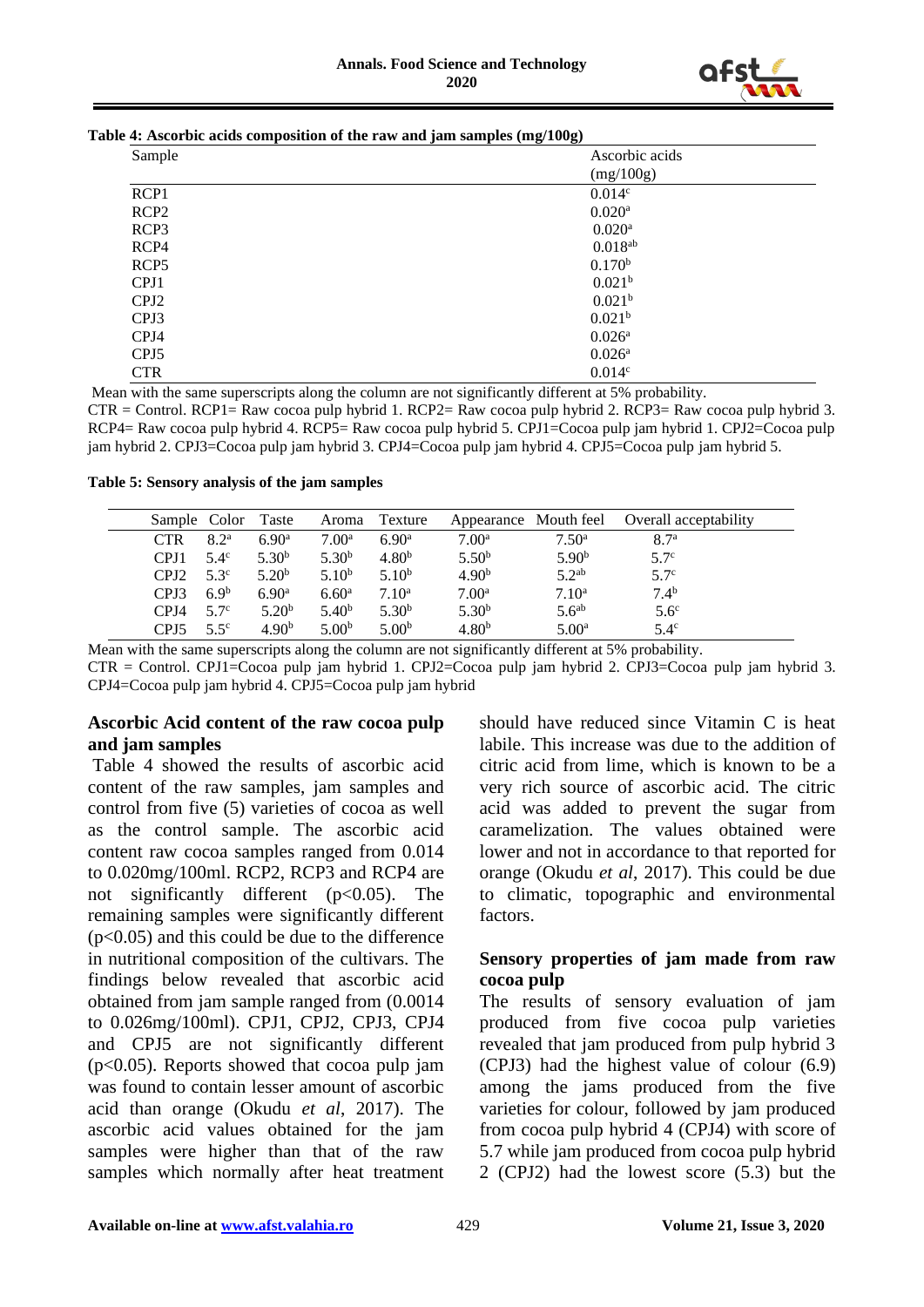**Table 4: Ascorbic acids composition of the raw and jam samples (mg/100g)**

| Sample | Ascorbic acids (mg/100g) |
|---|---|
| RCP1 | $0.014^{c}$ |
| RCP2 | $0.020^{a}$ |
| RCP3 | $0.020^{a}$ |
| RCP4 | $0.018^{ab}$ |
| RCP5 | $0.170^{b}$ |
| CPJ1 | $0.021^{b}$ |
| CPJ2 | $0.021^{b}$ |
| CPJ3 | $0.021^{b}$ |
| CPJ4 | $0.026^{a}$ |
| CPJ5 | $0.026^{a}$ |
| CTR | $0.014^{c}$ |

Mean with the same superscripts along the column are not significantly different at 5% probability.
CTR = Control. RCP1= Raw cocoa pulp hybrid 1. RCP2= Raw cocoa pulp hybrid 2. RCP3= Raw cocoa pulp hybrid 3. RCP4= Raw cocoa pulp hybrid 4. RCP5= Raw cocoa pulp hybrid 5. CPJ1=Cocoa pulp jam hybrid 1. CPJ2=Cocoa pulp jam hybrid 2. CPJ3=Cocoa pulp jam hybrid 3. CPJ4=Cocoa pulp jam hybrid 4. CPJ5=Cocoa pulp jam hybrid 5.

**Table 5: Sensory analysis of the jam samples**

| Sample | Color | Taste | Aroma | Texture | Appearance | Mouth feel | Overall acceptability |
|---|---|---|---|---|---|---|---|
| CTR | $8.2^{a}$ | $6.90^{a}$ | $7.00^{a}$ | $6.90^{a}$ | $7.00^{a}$ | $7.50^{a}$ | $8.7^{a}$ |
| CPJ1 | $5.4^{c}$ | $5.30^{b}$ | $5.30^{b}$ | $4.80^{b}$ | $5.50^{b}$ | $5.90^{b}$ | $5.7^{c}$ |
| CPJ2 | $5.3^{c}$ | $5.20^{b}$ | $5.10^{b}$ | $5.10^{b}$ | $4.90^{b}$ | $5.2^{ab}$ | $5.7^{c}$ |
| CPJ3 | $6.9^{b}$ | $6.90^{a}$ | $6.60^{a}$ | $7.10^{a}$ | $7.00^{a}$ | $7.10^{a}$ | $7.4^{b}$ |
| CPJ4 | $5.7^{c}$ | $5.20^{b}$ | $5.40^{b}$ | $5.30^{b}$ | $5.30^{b}$ | $5.6^{ab}$ | $5.6^{c}$ |
| CPJ5 | $5.5^{c}$ | $4.90^{b}$ | $5.00^{b}$ | $5.00^{b}$ | $4.80^{b}$ | $5.00^{a}$ | $5.4^{c}$ |

Mean with the same superscripts along the column are not significantly different at 5% probability.
CTR = Control. CPJ1=Cocoa pulp jam hybrid 1. CPJ2=Cocoa pulp jam hybrid 2. CPJ3=Cocoa pulp jam hybrid 3. CPJ4=Cocoa pulp jam hybrid 4. CPJ5=Cocoa pulp jam hybrid

### Ascorbic Acid content of the raw cocoa pulp and jam samples

Table 4 showed the results of ascorbic acid content of the raw samples, jam samples and control from five (5) varieties of cocoa as well as the control sample. The ascorbic acid content raw cocoa samples ranged from 0.014 to 0.020mg/100ml. RCP2, RCP3 and RCP4 are not significantly different ($p<0.05$). The remaining samples were significantly different ($p<0.05$) and this could be due to the difference in nutritional composition of the cultivars. The findings below revealed that ascorbic acid obtained from jam sample ranged from (0.0014 to 0.026mg/100ml). CPJ1, CPJ2, CPJ3, CPJ4 and CPJ5 are not significantly different ($p<0.05$). Reports showed that cocoa pulp jam was found to contain lesser amount of ascorbic acid than orange (Okudu *et al*, 2017). The ascorbic acid values obtained for the jam samples were higher than that of the raw samples which normally after heat treatment should have reduced since Vitamin C is heat labile. This increase was due to the addition of citric acid from lime, which is known to be a very rich source of ascorbic acid. The citric acid was added to prevent the sugar from caramelization. The values obtained were lower and not in accordance to that reported for orange (Okudu *et al*, 2017). This could be due to climatic, topographic and environmental factors.

### Sensory properties of jam made from raw cocoa pulp

The results of sensory evaluation of jam produced from five cocoa pulp varieties revealed that jam produced from pulp hybrid 3 (CPJ3) had the highest value of colour (6.9) among the jams produced from the five varieties for colour, followed by jam produced from cocoa pulp hybrid 4 (CPJ4) with score of 5.7 while jam produced from cocoa pulp hybrid 2 (CPJ2) had the lowest score (5.3) but the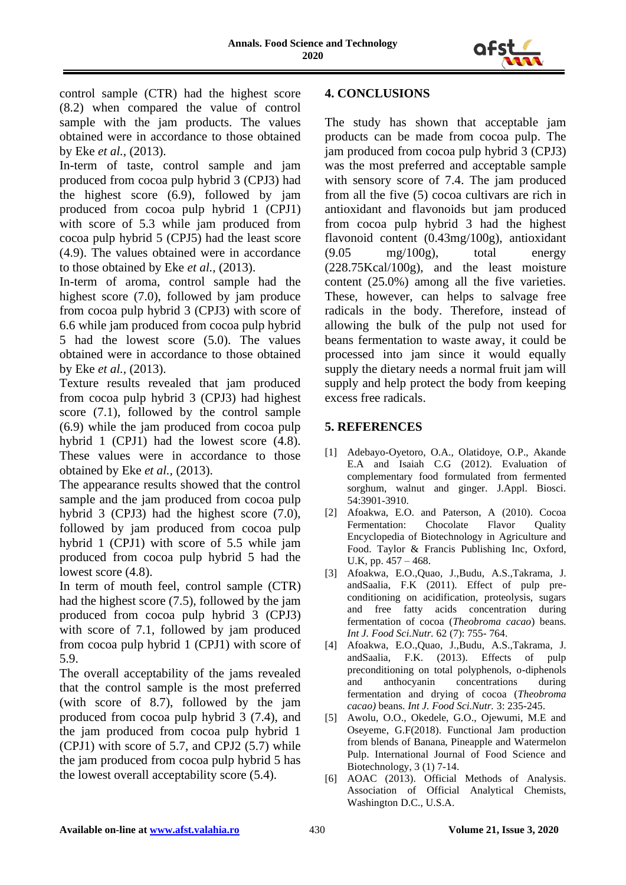control sample (CTR) had the highest score (8.2) when compared the value of control sample with the jam products. The values obtained were in accordance to those obtained by Eke *et al.*, (2013).

In-term of taste, control sample and jam produced from cocoa pulp hybrid 3 (CPJ3) had the highest score (6.9), followed by jam produced from cocoa pulp hybrid 1 (CPJ1) with score of 5.3 while jam produced from cocoa pulp hybrid 5 (CPJ5) had the least score (4.9). The values obtained were in accordance to those obtained by Eke *et al.*, (2013).

In-term of aroma, control sample had the highest score (7.0), followed by jam produce from cocoa pulp hybrid 3 (CPJ3) with score of 6.6 while jam produced from cocoa pulp hybrid 5 had the lowest score (5.0). The values obtained were in accordance to those obtained by Eke *et al.*, (2013).

Texture results revealed that jam produced from cocoa pulp hybrid 3 (CPJ3) had highest score (7.1), followed by the control sample (6.9) while the jam produced from cocoa pulp hybrid 1 (CPJ1) had the lowest score (4.8). These values were in accordance to those obtained by Eke *et al.*, (2013).

The appearance results showed that the control sample and the jam produced from cocoa pulp hybrid 3 (CPJ3) had the highest score (7.0), followed by jam produced from cocoa pulp hybrid 1 (CPJ1) with score of 5.5 while jam produced from cocoa pulp hybrid 5 had the lowest score (4.8).

In term of mouth feel, control sample (CTR) had the highest score (7.5), followed by the jam produced from cocoa pulp hybrid 3 (CPJ3) with score of 7.1, followed by jam produced from cocoa pulp hybrid 1 (CPJ1) with score of 5.9.

The overall acceptability of the jams revealed that the control sample is the most preferred (with score of 8.7), followed by the jam produced from cocoa pulp hybrid 3 (7.4), and the jam produced from cocoa pulp hybrid 1 (CPJ1) with score of 5.7, and CPJ2 (5.7) while the jam produced from cocoa pulp hybrid 5 has the lowest overall acceptability score (5.4).

## 4. CONCLUSIONS

The study has shown that acceptable jam products can be made from cocoa pulp. The jam produced from cocoa pulp hybrid 3 (CPJ3) was the most preferred and acceptable sample with sensory score of 7.4. The jam produced from all the five (5) cocoa cultivars are rich in antioxidant and flavonoids but jam produced from cocoa pulp hybrid 3 had the highest flavonoid content (0.43mg/100g), antioxidant (9.05 mg/100g), total energy (228.75Kcal/100g), and the least moisture content (25.0%) among all the five varieties. These, however, can helps to salvage free radicals in the body. Therefore, instead of allowing the bulk of the pulp not used for beans fermentation to waste away, it could be processed into jam since it would equally supply the dietary needs a normal fruit jam will supply and help protect the body from keeping excess free radicals.

## 5. REFERENCES

[1] Adebayo-Oyetoro, O.A., Olatidoye, O.P., Akande E.A and Isaiah C.G (2012). Evaluation of complementary food formulated from fermented sorghum, walnut and ginger. J.Appl. Biosci. 54:3901-3910.

[2] Afoakwa, E.O. and Paterson, A (2010). Cocoa Fermentation: Chocolate Flavor Quality Encyclopedia of Biotechnology in Agriculture and Food. Taylor & Francis Publishing Inc, Oxford, U.K, pp. 457 – 468.

[3] Afoakwa, E.O.,Quao, J.,Budu, A.S.,Takrama, J. andSaalia, F.K (2011). Effect of pulp pre-conditioning on acidification, proteolysis, sugars and free fatty acids concentration during fermentation of cocoa (*Theobroma cacao*) beans*. Int J. Food Sci.Nutr.* 62 (7): 755- 764.

[4] Afoakwa, E.O.,Quao, J.,Budu, A.S.,Takrama, J. andSaalia, F.K. (2013). Effects of pulp preconditioning on total polyphenols, o-diphenols and anthocyanin concentrations during fermentation and drying of cocoa (*Theobroma cacao)* beans. *Int J. Food Sci.Nutr.* 3: 235-245.

[5] Awolu, O.O., Okedele, G.O., Ojewumi, M.E and Oseyeme, G.F(2018). Functional Jam production from blends of Banana, Pineapple and Watermelon Pulp. International Journal of Food Science and Biotechnology, 3 (1) 7-14.

[6] AOAC (2013). Official Methods of Analysis. Association of Official Analytical Chemists, Washington D.C., U.S.A.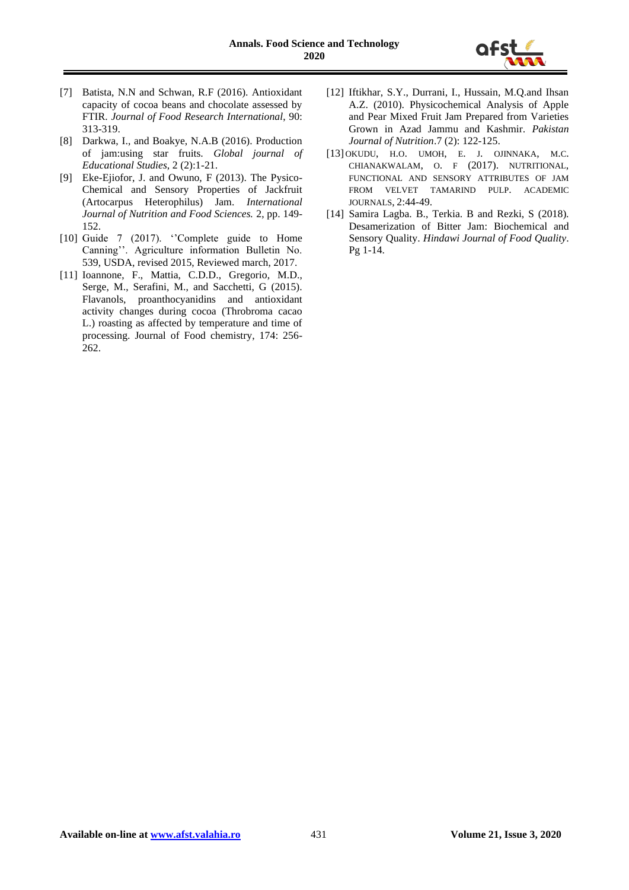[7] Batista, N.N and Schwan, R.F (2016). Antioxidant capacity of cocoa beans and chocolate assessed by FTIR. *Journal of Food Research International*, 90: 313-319.

[8] Darkwa, I., and Boakye, N.A.B (2016). Production of jam:using star fruits. *Global journal of Educational Studies*, 2 (2):1-21.

[9] Eke-Ejiofor, J. and Owuno, F (2013). The Pysico-Chemical and Sensory Properties of Jackfruit (Artocarpus Heterophilus) Jam. *International Journal of Nutrition and Food Sciences.* 2, pp. 149-152.

[10] Guide 7 (2017). ''Complete guide to Home Canning''. Agriculture information Bulletin No. 539, USDA, revised 2015, Reviewed march, 2017.

[11] Ioannone, F., Mattia, C.D.D., Gregorio, M.D., Serge, M., Serafini, M., and Sacchetti, G (2015). Flavanols, proanthocyanidins and antioxidant activity changes during cocoa (Throbroma cacao L.) roasting as affected by temperature and time of processing. Journal of Food chemistry, 174: 256-262.

[12] Iftikhar, S.Y., Durrani, I., Hussain, M.Q.and Ihsan A.Z. (2010). Physicochemical Analysis of Apple and Pear Mixed Fruit Jam Prepared from Varieties Grown in Azad Jammu and Kashmir. *Pakistan Journal of Nutrition*.7 (2): 122-125.

[13] OKUDU, H.O. UMOH, E. J. OJINNAKA, M.C. CHIANAKWALAM, O. F (2017). NUTRITIONAL, FUNCTIONAL AND SENSORY ATTRIBUTES OF JAM FROM VELVET TAMARIND PULP. ACADEMIC JOURNALS, 2:44-49.

[14] Samira Lagba. B., Terkia. B and Rezki, S (2018). Desamerization of Bitter Jam: Biochemical and Sensory Quality. *Hindawi Journal of Food Quality*. Pg 1-14.